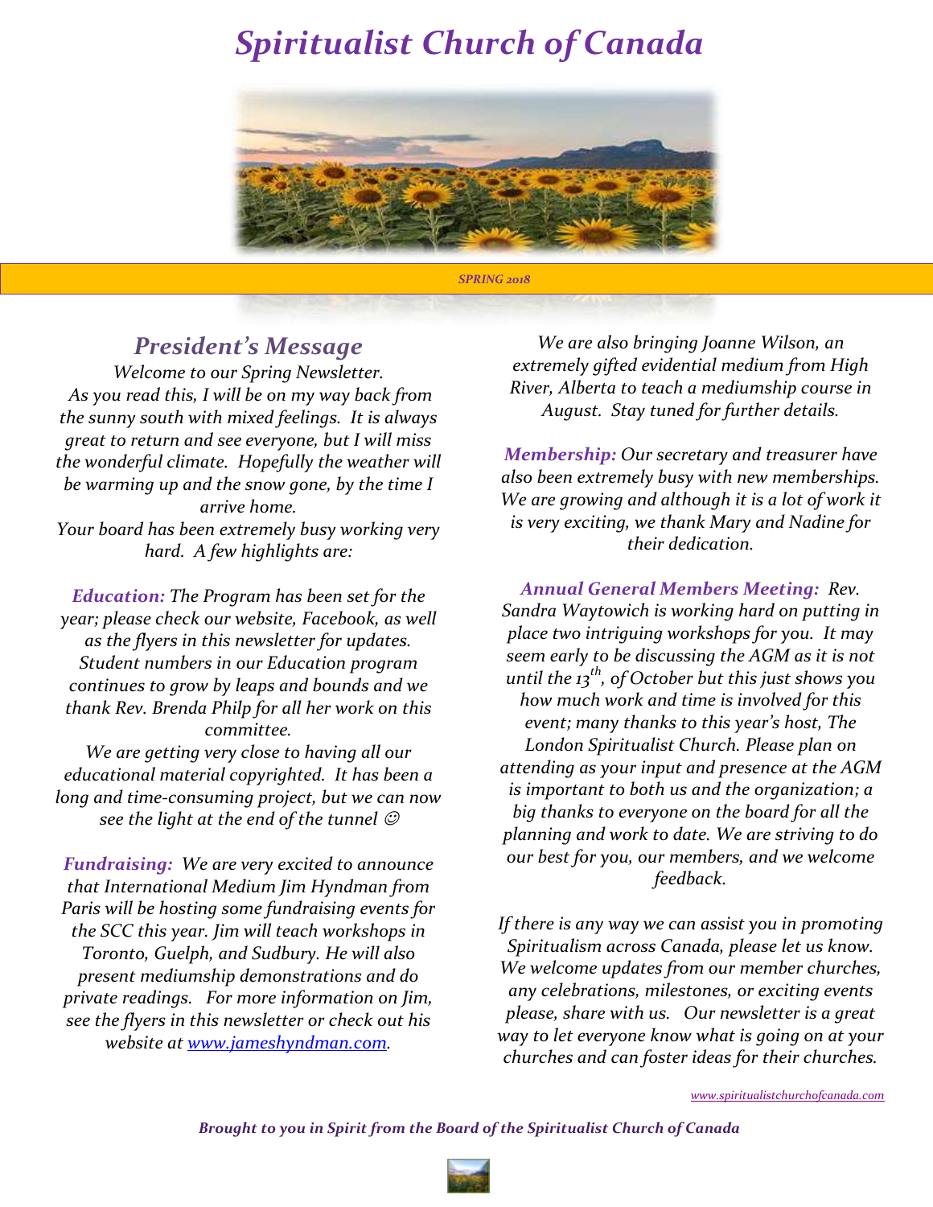# Spiritualist Church of Canada

*SPRING 2018*

## President's Message

*Welcome to our Spring Newsletter.*
*As you read this, I will be on my way back from the sunny south with mixed feelings. It is always great to return and see everyone, but I will miss the wonderful climate. Hopefully the weather will be warming up and the snow gone, by the time I arrive home.*
*Your board has been extremely busy working very hard. A few highlights are:*

***Education:*** *The Program has been set for the year; please check our website, Facebook, as well as the flyers in this newsletter for updates. Student numbers in our Education program continues to grow by leaps and bounds and we thank Rev. Brenda Philp for all her work on this committee.*
*We are getting very close to having all our educational material copyrighted. It has been a long and time-consuming project, but we can now see the light at the end of the tunnel ☺*

***Fundraising:*** *We are very excited to announce that International Medium Jim Hyndman from Paris will be hosting some fundraising events for the SCC this year. Jim will teach workshops in Toronto, Guelph, and Sudbury. He will also present mediumship demonstrations and do private readings. For more information on Jim, see the flyers in this newsletter or check out his website at [www.jameshyndman.com](http://www.jameshyndman.com).*

*We are also bringing Joanne Wilson, an extremely gifted evidential medium from High River, Alberta to teach a mediumship course in August. Stay tuned for further details.*

***Membership:*** *Our secretary and treasurer have also been extremely busy with new memberships. We are growing and although it is a lot of work it is very exciting, we thank Mary and Nadine for their dedication.*

***Annual General Members Meeting:*** *Rev. Sandra Waytowich is working hard on putting in place two intriguing workshops for you. It may seem early to be discussing the AGM as it is not until the 13th, of October but this just shows you how much work and time is involved for this event; many thanks to this year's host, The London Spiritualist Church. Please plan on attending as your input and presence at the AGM is important to both us and the organization; a big thanks to everyone on the board for all the planning and work to date. We are striving to do our best for you, our members, and we welcome feedback.*

*If there is any way we can assist you in promoting Spiritualism across Canada, please let us know. We welcome updates from our member churches, any celebrations, milestones, or exciting events please, share with us. Our newsletter is a great way to let everyone know what is going on at your churches and can foster ideas for their churches.*

[www.spiritualistchurchofcanada.com](http://www.spiritualistchurchofcanada.com)

***Brought to you in Spirit from the Board of the Spiritualist Church of Canada***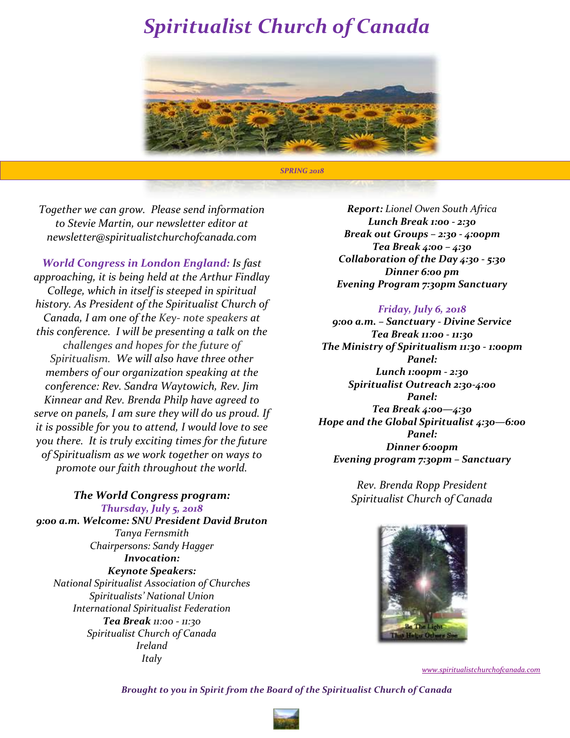# *Spiritualist Church of Canada*

*SPRING 2018*

*Together we can grow. Please send information to Stevie Martin, our newsletter editor at newsletter@spiritualistchurchofcanada.com*

***World Congress in London England:*** *Is fast approaching, it is being held at the Arthur Findlay College, which in itself is steeped in spiritual history. As President of the Spiritualist Church of Canada, I am one of the Key- note speakers at this conference. I will be presenting a talk on the challenges and hopes for the future of Spiritualism. We will also have three other members of our organization speaking at the conference: Rev. Sandra Waytowich, Rev. Jim Kinnear and Rev. Brenda Philp have agreed to serve on panels, I am sure they will do us proud. If it is possible for you to attend, I would love to see you there. It is truly exciting times for the future of Spiritualism as we work together on ways to promote our faith throughout the world.*

***The World Congress program:***

***Thursday, July 5, 2018***

***9:00 a.m. Welcome: SNU President David Bruton***
*Tanya Fernsmith*
*Chairpersons: Sandy Hagger*
***Invocation:***
***Keynote Speakers:***
*National Spiritualist Association of Churches*
*Spiritualists' National Union*
*International Spiritualist Federation*
***Tea Break*** *11:00 - 11:30*
*Spiritualist Church of Canada*
*Ireland*
*Italy*
***Report:*** *Lionel Owen South Africa*
***Lunch Break 1:00 - 2:30***
***Break out Groups – 2:30 - 4:00pm***
***Tea Break 4:00 – 4:30***
***Collaboration of the Day 4:30 - 5:30***
***Dinner 6:00 pm***
***Evening Program 7:30pm Sanctuary***

***Friday, July 6, 2018***

***9:00 a.m. – Sanctuary - Divine Service***
***Tea Break 11:00 - 11:30***
***The Ministry of Spiritualism 11:30 - 1:00pm***
***Panel:***
***Lunch 1:00pm - 2:30***
***Spiritualist Outreach 2:30-4:00***
***Panel:***
***Tea Break 4:00—4:30***
***Hope and the Global Spiritualist 4:30—6:00***
***Panel:***
***Dinner 6:00pm***
***Evening program 7:30pm – Sanctuary***

*Rev. Brenda Ropp President*
*Spiritualist Church of Canada*

Be The Light That Helps Others See

www.spiritualistchurchofcanada.com

***Brought to you in Spirit from the Board of the Spiritualist Church of Canada***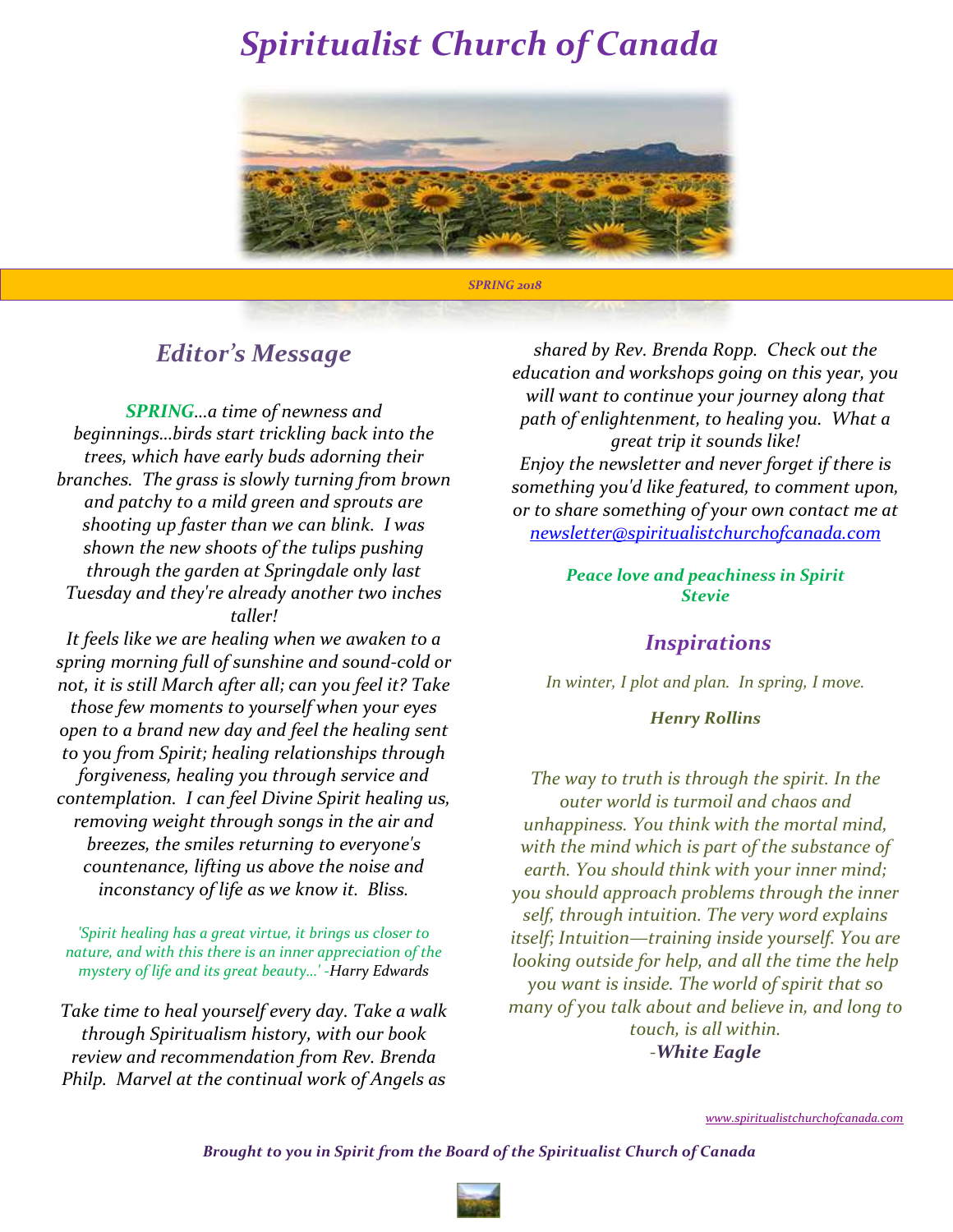# Spiritualist Church of Canada

*SPRING 2018*

## Editor's Message

***SPRING****...a time of newness and beginnings...birds start trickling back into the trees, which have early buds adorning their branches. The grass is slowly turning from brown and patchy to a mild green and sprouts are shooting up faster than we can blink. I was shown the new shoots of the tulips pushing through the garden at Springdale only last Tuesday and they're already another two inches taller!*

*It feels like we are healing when we awaken to a spring morning full of sunshine and sound-cold or not, it is still March after all; can you feel it? Take those few moments to yourself when your eyes open to a brand new day and feel the healing sent to you from Spirit; healing relationships through forgiveness, healing you through service and contemplation. I can feel Divine Spirit healing us, removing weight through songs in the air and breezes, the smiles returning to everyone's countenance, lifting us above the noise and inconstancy of life as we know it. Bliss.*

*'Spirit healing has a great virtue, it brings us closer to nature, and with this there is an inner appreciation of the mystery of life and its great beauty...' -Harry Edwards*

*Take time to heal yourself every day. Take a walk through Spiritualism history, with our book review and recommendation from Rev. Brenda Philp. Marvel at the continual work of Angels as shared by Rev. Brenda Ropp. Check out the education and workshops going on this year, you will want to continue your journey along that path of enlightenment, to healing you. What a great trip it sounds like!*

*Enjoy the newsletter and never forget if there is something you'd like featured, to comment upon, or to share something of your own contact me at [newsletter@spiritualistchurchofcanada.com](mailto:newsletter@spiritualistchurchofcanada.com)*

***Peace love and peachiness in Spirit***
***Stevie***

## Inspirations

*In winter, I plot and plan. In spring, I move.*

***Henry Rollins***

*The way to truth is through the spirit. In the outer world is turmoil and chaos and unhappiness. You think with the mortal mind, with the mind which is part of the substance of earth. You should think with your inner mind; you should approach problems through the inner self, through intuition. The very word explains itself; Intuition—training inside yourself. You are looking outside for help, and all the time the help you want is inside. The world of spirit that so many of you talk about and believe in, and long to touch, is all within.*
*-**White Eagle***

*[www.spiritualistchurchofcanada.com](http://www.spiritualistchurchofcanada.com)*

***Brought to you in Spirit from the Board of the Spiritualist Church of Canada***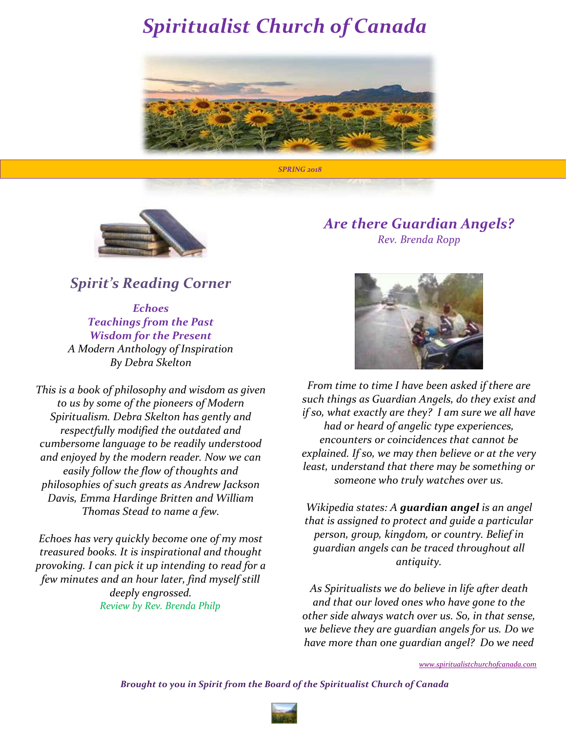# *Spiritualist Church of Canada*

*SPRING 2018*

## *Spirit's Reading Corner*

***Echoes***
***Teachings from the Past***
***Wisdom for the Present***
*A Modern Anthology of Inspiration*
*By Debra Skelton*

*This is a book of philosophy and wisdom as given to us by some of the pioneers of Modern Spiritualism. Debra Skelton has gently and respectfully modified the outdated and cumbersome language to be readily understood and enjoyed by the modern reader. Now we can easily follow the flow of thoughts and philosophies of such greats as Andrew Jackson Davis, Emma Hardinge Britten and William Thomas Stead to name a few.*

*Echoes has very quickly become one of my most treasured books. It is inspirational and thought provoking. I can pick it up intending to read for a few minutes and an hour later, find myself still deeply engrossed.*

*Review by Rev. Brenda Philp*

## *Are there Guardian Angels?*

*Rev. Brenda Ropp*

*From time to time I have been asked if there are such things as Guardian Angels, do they exist and if so, what exactly are they? I am sure we all have had or heard of angelic type experiences, encounters or coincidences that cannot be explained. If so, we may then believe or at the very least, understand that there may be something or someone who truly watches over us.*

*Wikipedia states: A **guardian angel** is an angel that is assigned to protect and guide a particular person, group, kingdom, or country. Belief in guardian angels can be traced throughout all antiquity.*

*As Spiritualists we do believe in life after death and that our loved ones who have gone to the other side always watch over us. So, in that sense, we believe they are guardian angels for us. Do we have more than one guardian angel? Do we need*

*www.spiritualistchurchofcanada.com*

***Brought to you in Spirit from the Board of the Spiritualist Church of Canada***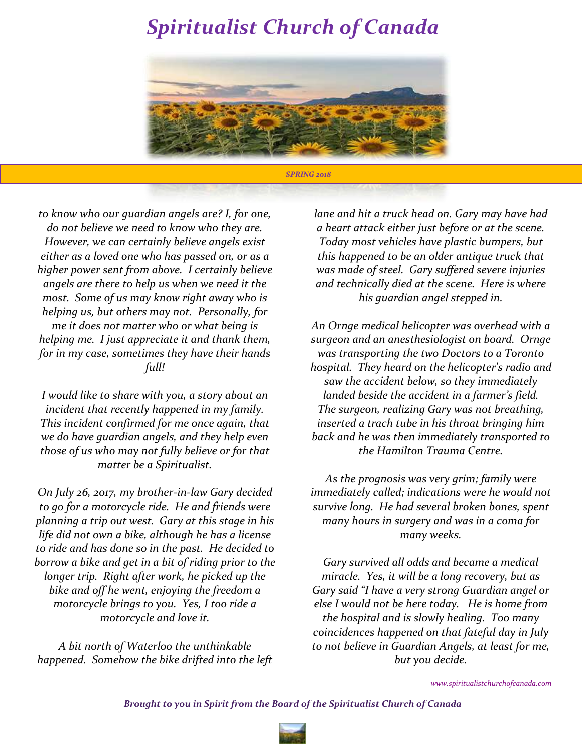to know who our guardian angels are? I, for one, do not believe we need to know who they are. However, we can certainly believe angels exist either as a loved one who has passed on, or as a higher power sent from above. I certainly believe angels are there to help us when we need it the most. Some of us may know right away who is helping us, but others may not. Personally, for me it does not matter who or what being is helping me. I just appreciate it and thank them, for in my case, sometimes they have their hands full!

I would like to share with you, a story about an incident that recently happened in my family. This incident confirmed for me once again, that we do have guardian angels, and they help even those of us who may not fully believe or for that matter be a Spiritualist.

On July 26, 2017, my brother-in-law Gary decided to go for a motorcycle ride. He and friends were planning a trip out west. Gary at this stage in his life did not own a bike, although he has a license to ride and has done so in the past. He decided to borrow a bike and get in a bit of riding prior to the longer trip. Right after work, he picked up the bike and off he went, enjoying the freedom a motorcycle brings to you. Yes, I too ride a motorcycle and love it.

A bit north of Waterloo the unthinkable happened. Somehow the bike drifted into the left lane and hit a truck head on. Gary may have had a heart attack either just before or at the scene. Today most vehicles have plastic bumpers, but this happened to be an older antique truck that was made of steel. Gary suffered severe injuries and technically died at the scene. Here is where his guardian angel stepped in.

An Ornge medical helicopter was overhead with a surgeon and an anesthesiologist on board. Ornge was transporting the two Doctors to a Toronto hospital. They heard on the helicopter's radio and saw the accident below, so they immediately landed beside the accident in a farmer's field. The surgeon, realizing Gary was not breathing, inserted a trach tube in his throat bringing him back and he was then immediately transported to the Hamilton Trauma Centre.

As the prognosis was very grim; family were immediately called; indications were he would not survive long. He had several broken bones, spent many hours in surgery and was in a coma for many weeks.

Gary survived all odds and became a medical miracle. Yes, it will be a long recovery, but as Gary said "I have a very strong Guardian angel or else I would not be here today. He is home from the hospital and is slowly healing. Too many coincidences happened on that fateful day in July to not believe in Guardian Angels, at least for me, but you decide.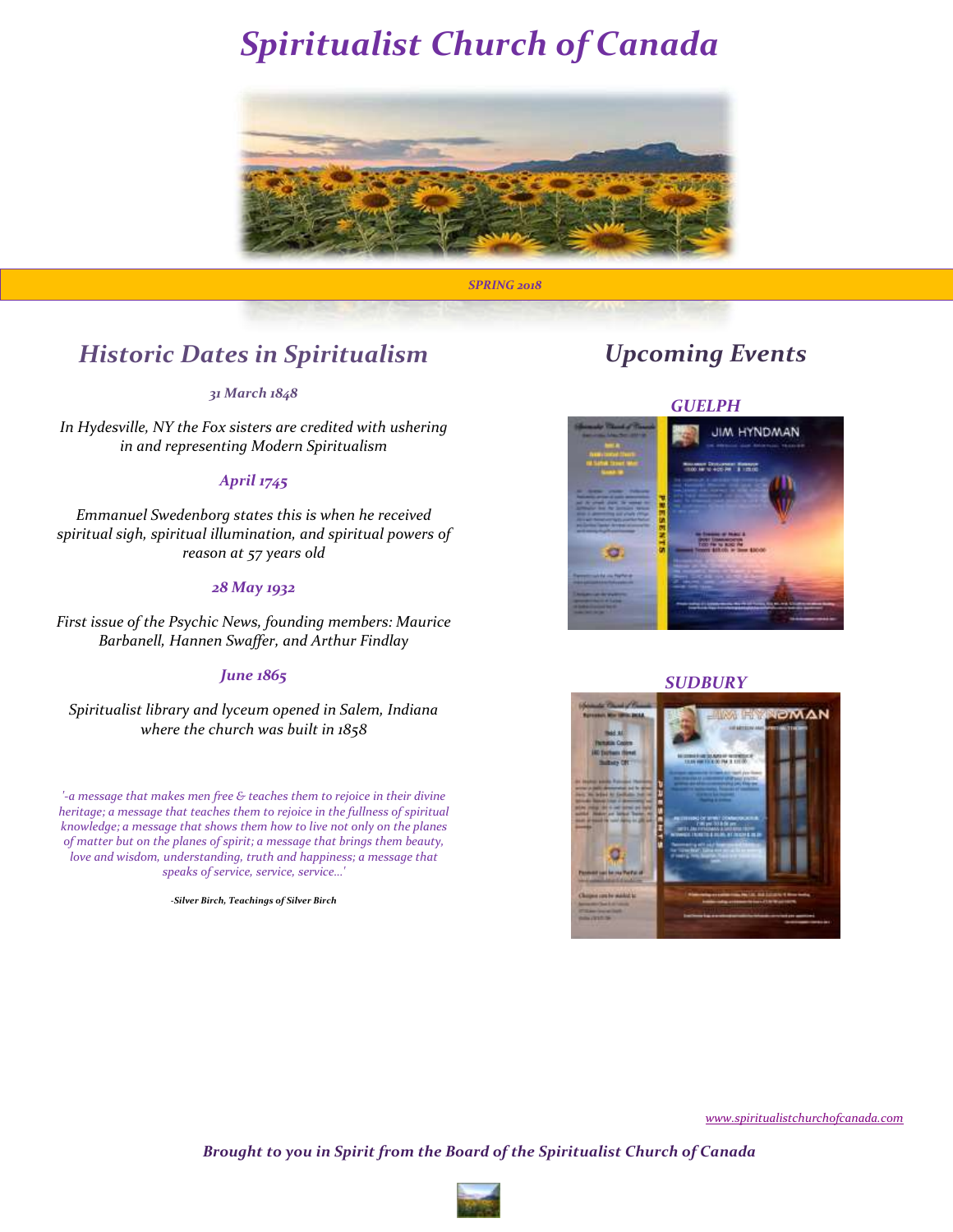# Spiritualist Church of Canada

*SPRING 2018*

## Historic Dates in Spiritualism

***31 March 1848***

*In Hydesville, NY the Fox sisters are credited with ushering in and representing Modern Spiritualism*

***April 1745***

*Emmanuel Swedenborg states this is when he received spiritual sigh, spiritual illumination, and spiritual powers of reason at 57 years old*

***28 May 1932***

*First issue of the Psychic News, founding members: Maurice Barbanell, Hannen Swaffer, and Arthur Findlay*

***June 1865***

*Spiritualist library and lyceum opened in Salem, Indiana where the church was built in 1858*

*'-a message that makes men free & teaches them to rejoice in their divine heritage; a message that teaches them to rejoice in the fullness of spiritual knowledge; a message that shows them how to live not only on the planes of matter but on the planes of spirit; a message that brings them beauty, love and wisdom, understanding, truth and happiness; a message that speaks of service, service, service...'*

***-Silver Birch, Teachings of Silver Birch***

## Upcoming Events

***GUELPH***

***SUDBURY***

www.spiritualistchurchofcanada.com

***Brought to you in Spirit from the Board of the Spiritualist Church of Canada***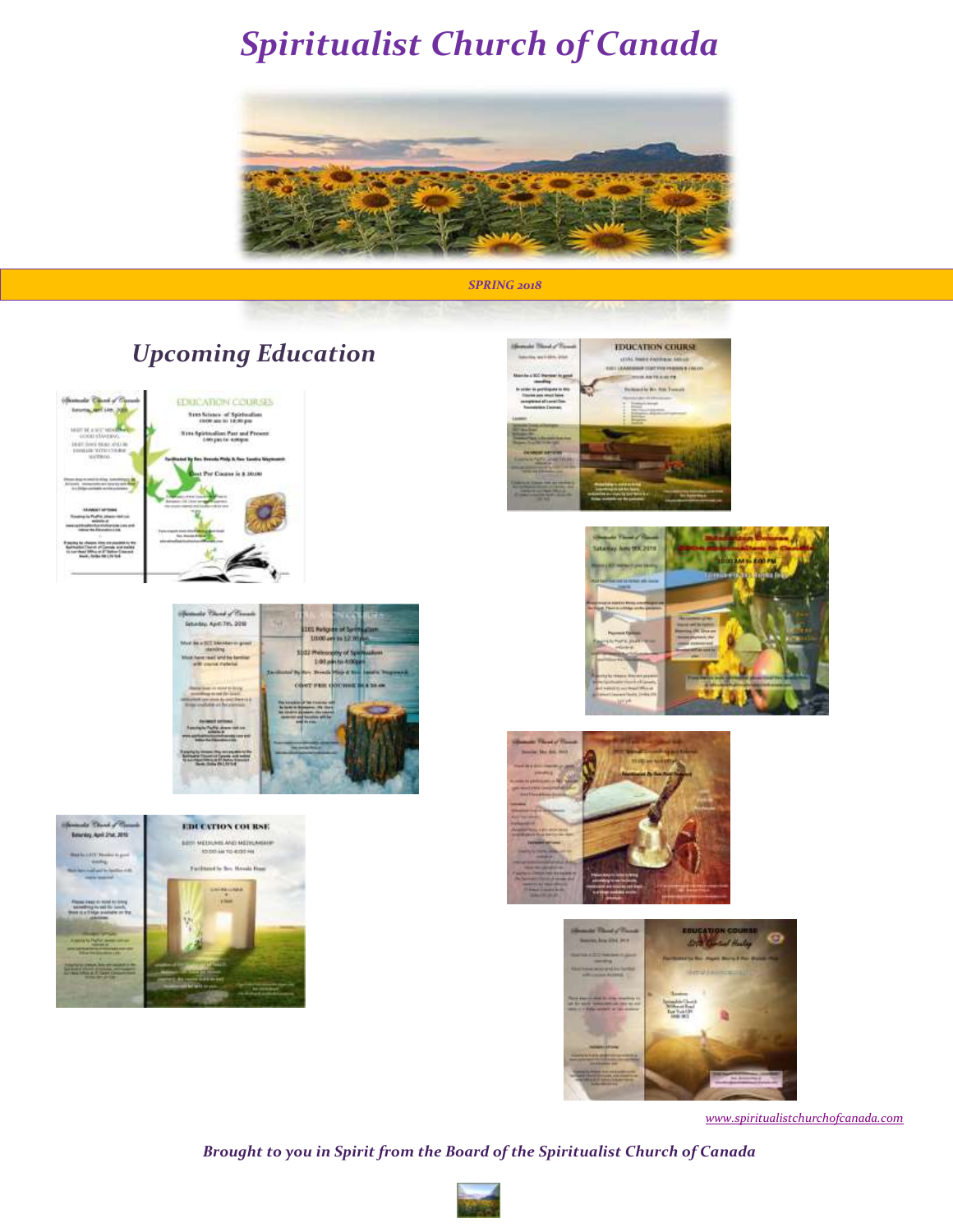# Spiritualist Church of Canada

*SPRING 2018*

## *Upcoming Education*

*www.spiritualistchurchofcanada.com*

***Brought to you in Spirit from the Board of the Spiritualist Church of Canada***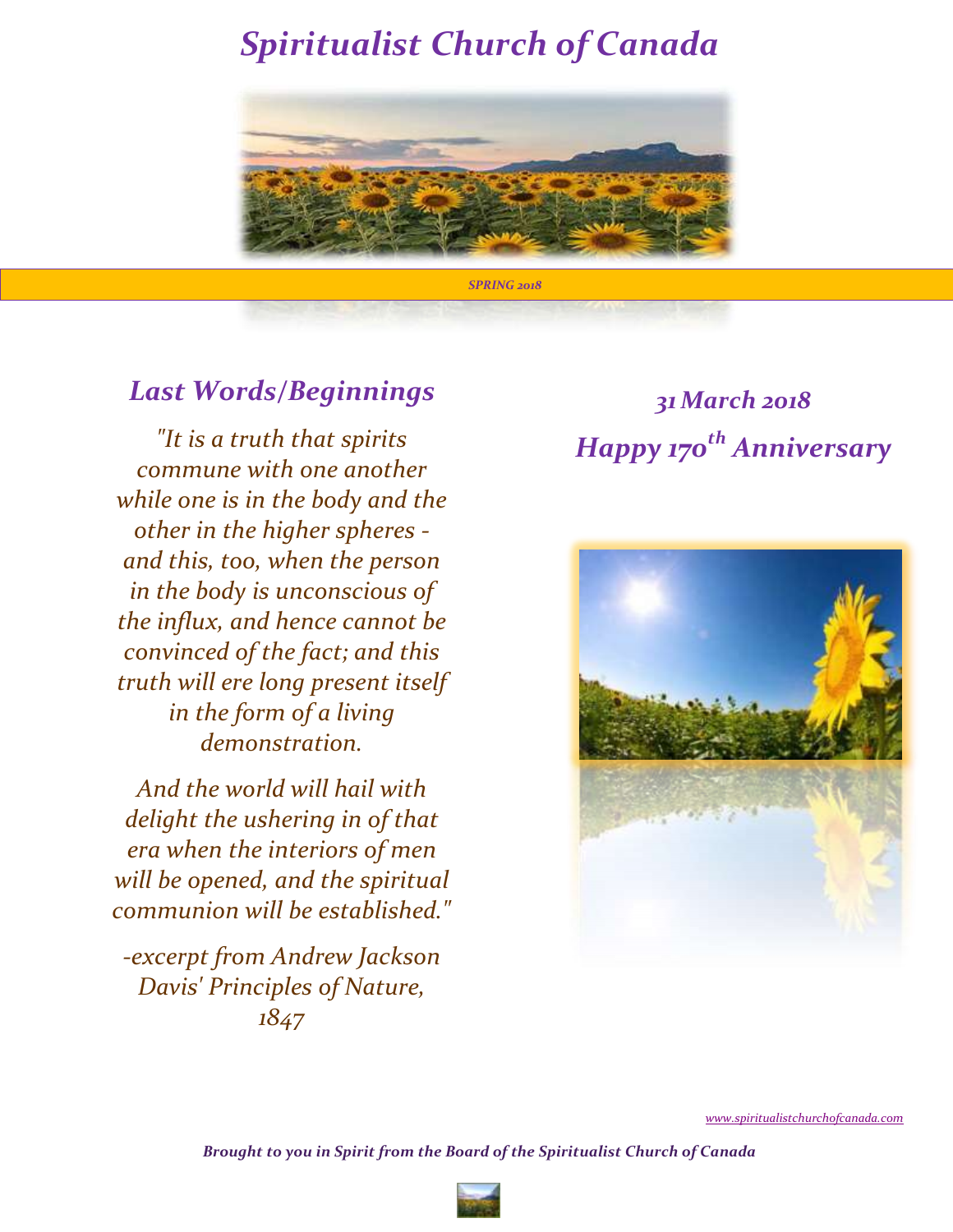# Spiritualist Church of Canada

*SPRING 2018*

## *Last Words/Beginnings*

*"It is a truth that spirits commune with one another while one is in the body and the other in the higher spheres - and this, too, when the person in the body is unconscious of the influx, and hence cannot be convinced of the fact; and this truth will ere long present itself in the form of a living demonstration.*

*And the world will hail with delight the ushering in of that era when the interiors of men will be opened, and the spiritual communion will be established."*

*-excerpt from Andrew Jackson Davis' Principles of Nature, 1847*

## *31 March 2018*
## *Happy 170th Anniversary*

www.spiritualistchurchofcanada.com

***Brought to you in Spirit from the Board of the Spiritualist Church of Canada***